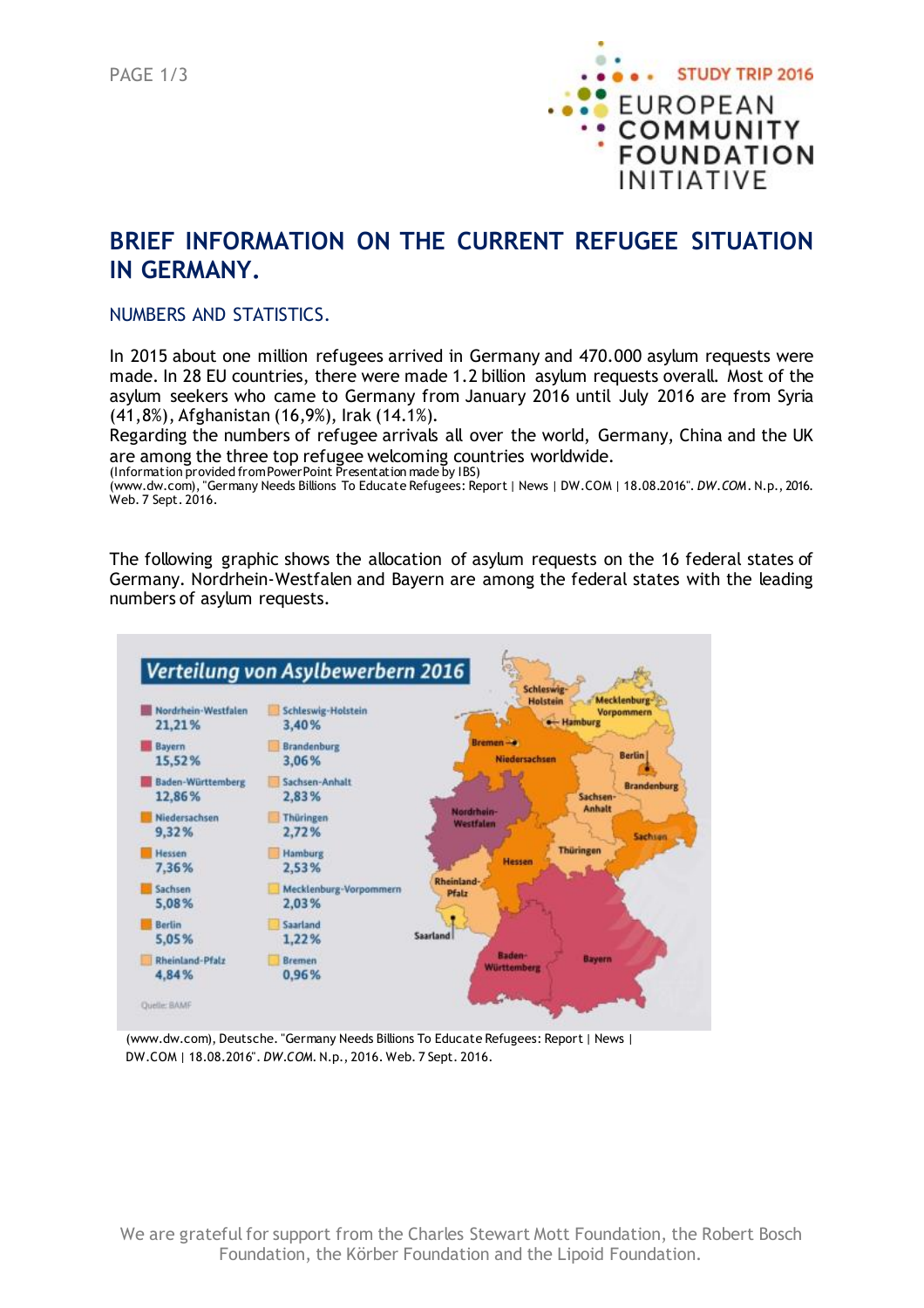# BRIEF INFORMATION ON THE CURRENT REFUGEE SITUATION IN GERMANY.

## NUMBERS AND STATISTICS.

In 2015 about one million refugees arrived in Germany and 470.000 asylum requests were made. In 28 EU countries, there were made 1.2 billion asylum requests overall. Most of the asylum seekers who came to Germany from January 2016 until July 2016 are from Syria (41,8%), Afghanistan (16,9%), Irak (14.1%).

Regarding the numbers of refugee arrivals all over the world, Germany, China and the UK are among the three top refugee welcoming countries worldwide.

(Information provided from PowerPoint Presentation made by IBS)

(www.dw.com), "Germany Needs Billions To Educate Refugees: Report | News | DW.COM | 18.08.2016". *DW.COM*. N.p., 2016. Web. 7 Sept. 2016.

The following graphic shows the allocation of asylum requests on the 16 federal states of Germany. Nordrhein-Westfalen and Bayern are among the federal states with the leading numbers of asylum requests.

**Verteilung von Asylbewerbern 2016**

| Bundesland | Anteil |
|---|---|
| Nordrhein-Westfalen | 21,21 % |
| Bayern | 15,52 % |
| Baden-Württemberg | 12,86 % |
| Niedersachsen | 9,32 % |
| Hessen | 7,36 % |
| Sachsen | 5,08 % |
| Berlin | 5,05 % |
| Rheinland-Pfalz | 4,84 % |
| Schleswig-Holstein | 3,40 % |
| Brandenburg | 3,06 % |
| Sachsen-Anhalt | 2,83 % |
| Thüringen | 2,72 % |
| Hamburg | 2,53 % |
| Mecklenburg-Vorpommern | 2,03 % |
| Saarland | 1,22 % |
| Bremen | 0,96 % |

Quelle: BAMF

(www.dw.com), Deutsche. "Germany Needs Billions To Educate Refugees: Report | News | DW.COM | 18.08.2016". *DW.COM*. N.p., 2016. Web. 7 Sept. 2016.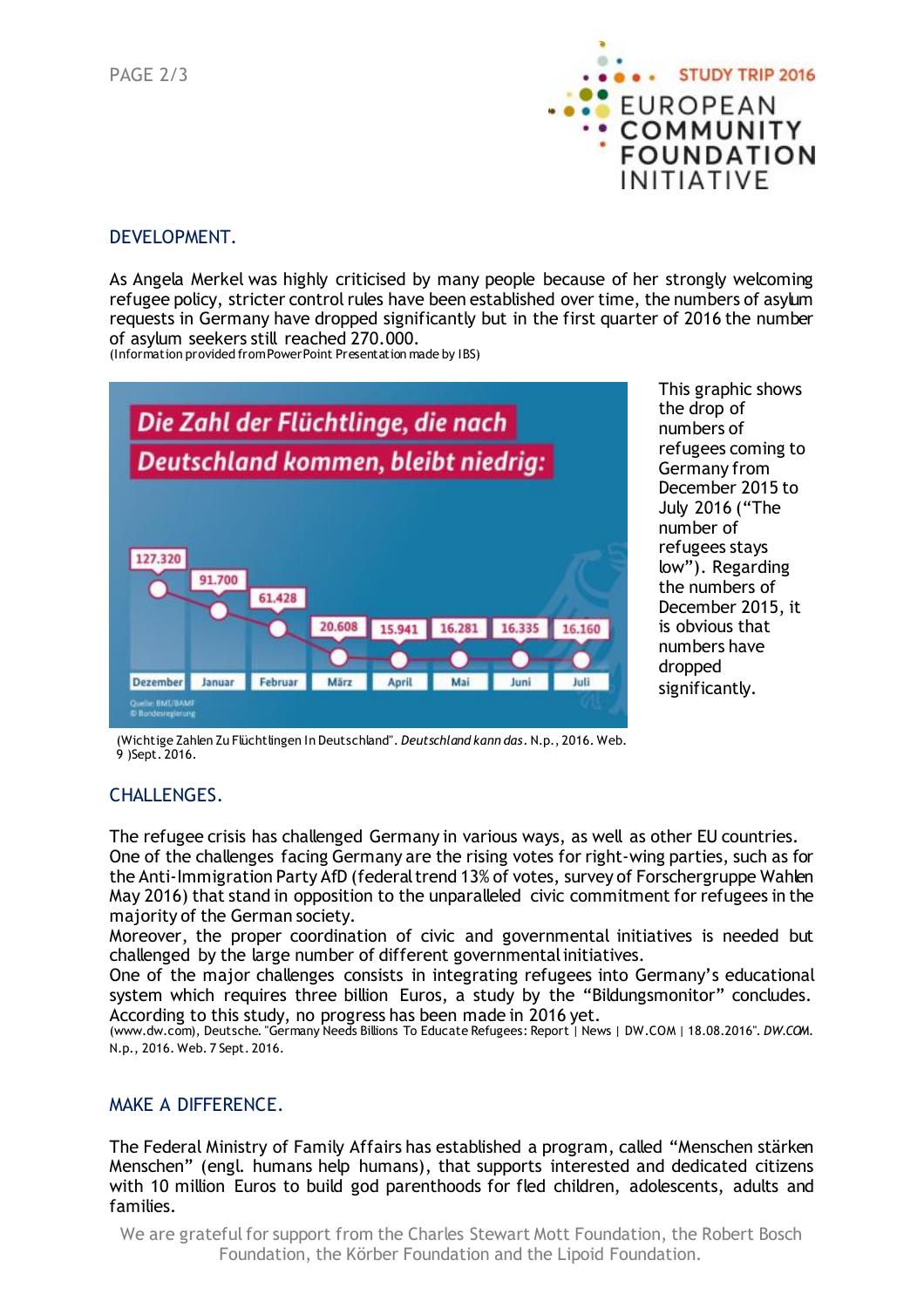## DEVELOPMENT.

As Angela Merkel was highly criticised by many people because of her strongly welcoming refugee policy, stricter control rules have been established over time, the numbers of asylum requests in Germany have dropped significantly but in the first quarter of 2016 the number of asylum seekers still reached 270.000.
(Information provided from PowerPoint Presentation made by IBS)

Die Zahl der Flüchtlinge, die nach Deutschland kommen, bleibt niedrig:

| Dezember | Januar | Februar | März | April | Mai | Juni | Juli |
|---|---|---|---|---|---|---|---|
| 127.320 | 91.700 | 61.428 | 20.608 | 15.941 | 16.281 | 16.335 | 16.160 |

Quelle: BMI/BAMF
© Bundesregierung

This graphic shows the drop of numbers of refugees coming to Germany from December 2015 to July 2016 ("The number of refugees stays low"). Regarding the numbers of December 2015, it is obvious that numbers have dropped significantly.

(Wichtige Zahlen Zu Flüchtlingen In Deutschland". *Deutschland kann das*. N.p., 2016. Web. 9 )Sept. 2016.

## CHALLENGES.

The refugee crisis has challenged Germany in various ways, as well as other EU countries. One of the challenges facing Germany are the rising votes for right-wing parties, such as for the Anti-Immigration Party AfD (federal trend 13% of votes, survey of Forschergruppe Wahlen May 2016) that stand in opposition to the unparalleled civic commitment for refugees in the majority of the German society.
Moreover, the proper coordination of civic and governmental initiatives is needed but challenged by the large number of different governmental initiatives.
One of the major challenges consists in integrating refugees into Germany's educational system which requires three billion Euros, a study by the "Bildungsmonitor" concludes. According to this study, no progress has been made in 2016 yet.
(www.dw.com), Deutsche. "Germany Needs Billions To Educate Refugees: Report | News | DW.COM | 18.08.2016". *DW.COM*. N.p., 2016. Web. 7 Sept. 2016.

## MAKE A DIFFERENCE.

The Federal Ministry of Family Affairs has established a program, called "Menschen stärken Menschen" (engl. humans help humans), that supports interested and dedicated citizens with 10 million Euros to build god parenthoods for fled children, adolescents, adults and families.

We are grateful for support from the Charles Stewart Mott Foundation, the Robert Bosch Foundation, the Körber Foundation and the Lipoid Foundation.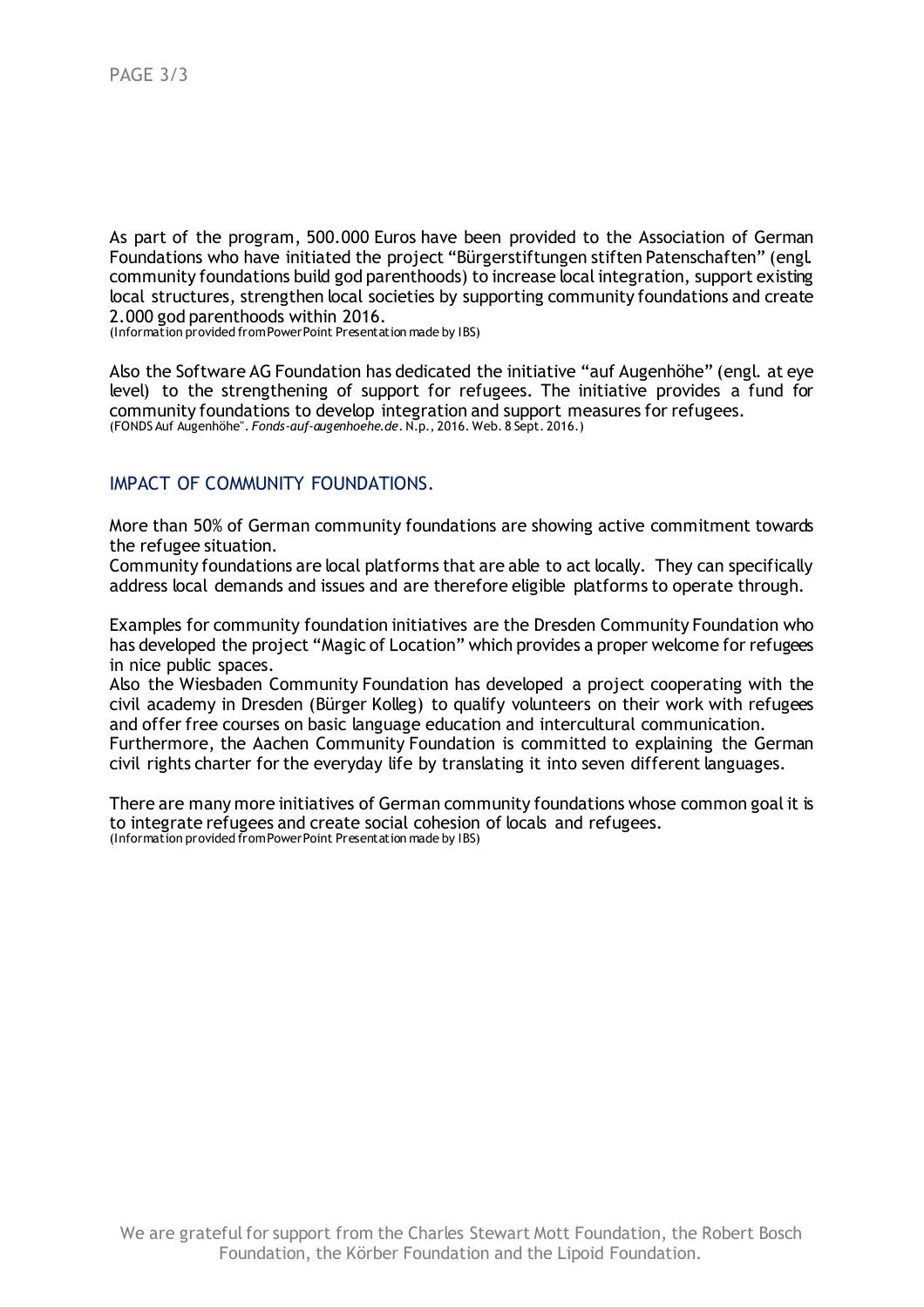As part of the program, 500.000 Euros have been provided to the Association of German Foundations who have initiated the project "Bürgerstiftungen stiften Patenschaften" (engl. community foundations build god parenthoods) to increase local integration, support existing local structures, strengthen local societies by supporting community foundations and create 2.000 god parenthoods within 2016.
(Information provided from PowerPoint Presentation made by IBS)

Also the Software AG Foundation has dedicated the initiative "auf Augenhöhe" (engl. at eye level) to the strengthening of support for refugees. The initiative provides a fund for community foundations to develop integration and support measures for refugees.
(FONDS Auf Augenhöhe". *Fonds-auf-augenhoehe.de*. N.p., 2016. Web. 8 Sept. 2016.)

## IMPACT OF COMMUNITY FOUNDATIONS.

More than 50% of German community foundations are showing active commitment towards the refugee situation.
Community foundations are local platforms that are able to act locally. They can specifically address local demands and issues and are therefore eligible platforms to operate through.

Examples for community foundation initiatives are the Dresden Community Foundation who has developed the project "Magic of Location" which provides a proper welcome for refugees in nice public spaces.
Also the Wiesbaden Community Foundation has developed a project cooperating with the civil academy in Dresden (Bürger Kolleg) to qualify volunteers on their work with refugees and offer free courses on basic language education and intercultural communication.
Furthermore, the Aachen Community Foundation is committed to explaining the German civil rights charter for the everyday life by translating it into seven different languages.

There are many more initiatives of German community foundations whose common goal it is to integrate refugees and create social cohesion of locals and refugees.
(Information provided from PowerPoint Presentation made by IBS)

We are grateful for support from the Charles Stewart Mott Foundation, the Robert Bosch Foundation, the Körber Foundation and the Lipoid Foundation.